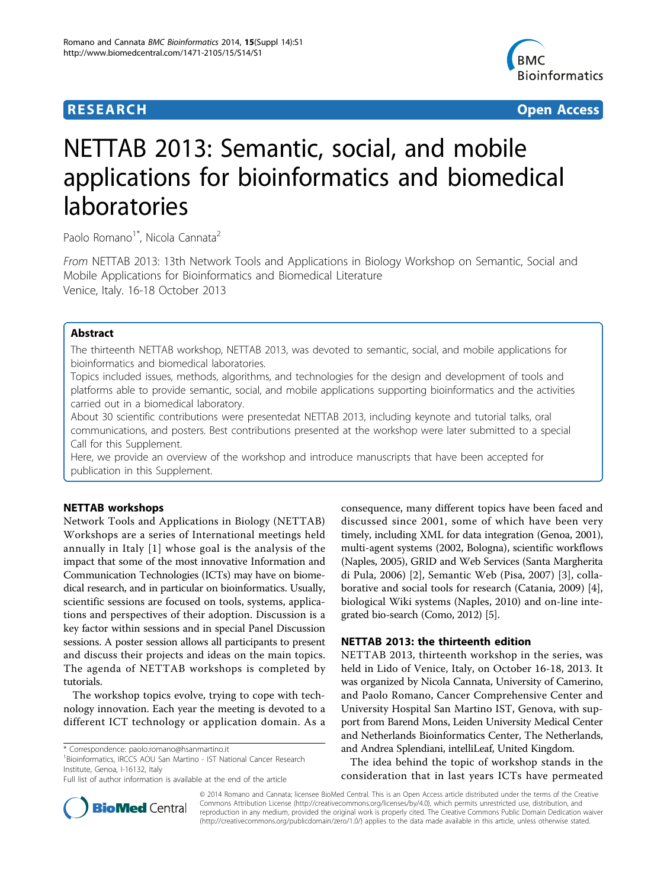**RESEARCH** **Open Access**

# NETTAB 2013: Semantic, social, and mobile applications for bioinformatics and biomedical laboratories

Paolo Romano[1*], Nicola Cannata[2]

*From* NETTAB 2013: 13th Network Tools and Applications in Biology Workshop on Semantic, Social and Mobile Applications for Bioinformatics and Biomedical Literature
Venice, Italy. 16-18 October 2013

## Abstract

The thirteenth NETTAB workshop, NETTAB 2013, was devoted to semantic, social, and mobile applications for bioinformatics and biomedical laboratories.

Topics included issues, methods, algorithms, and technologies for the design and development of tools and platforms able to provide semantic, social, and mobile applications supporting bioinformatics and the activities carried out in a biomedical laboratory.

About 30 scientific contributions were presentedat NETTAB 2013, including keynote and tutorial talks, oral communications, and posters. Best contributions presented at the workshop were later submitted to a special Call for this Supplement.

Here, we provide an overview of the workshop and introduce manuscripts that have been accepted for publication in this Supplement.

## NETTAB workshops

Network Tools and Applications in Biology (NETTAB) Workshops are a series of International meetings held annually in Italy [1] whose goal is the analysis of the impact that some of the most innovative Information and Communication Technologies (ICTs) may have on biomedical research, and in particular on bioinformatics. Usually, scientific sessions are focused on tools, systems, applications and perspectives of their adoption. Discussion is a key factor within sessions and in special Panel Discussion sessions. A poster session allows all participants to present and discuss their projects and ideas on the main topics. The agenda of NETTAB workshops is completed by tutorials.

The workshop topics evolve, trying to cope with technology innovation. Each year the meeting is devoted to a different ICT technology or application domain. As a consequence, many different topics have been faced and discussed since 2001, some of which have been very timely, including XML for data integration (Genoa, 2001), multi-agent systems (2002, Bologna), scientific workflows (Naples, 2005), GRID and Web Services (Santa Margherita di Pula, 2006) [2], Semantic Web (Pisa, 2007) [3], collaborative and social tools for research (Catania, 2009) [4], biological Wiki systems (Naples, 2010) and on-line integrated bio-search (Como, 2012) [5].

## NETTAB 2013: the thirteenth edition

NETTAB 2013, thirteenth workshop in the series, was held in Lido of Venice, Italy, on October 16-18, 2013. It was organized by Nicola Cannata, University of Camerino, and Paolo Romano, Cancer Comprehensive Center and University Hospital San Martino IST, Genova, with support from Barend Mons, Leiden University Medical Center and Netherlands Bioinformatics Center, The Netherlands, and Andrea Splendiani, intelliLeaf, United Kingdom.

The idea behind the topic of workshop stands in the consideration that in last years ICTs have permeated

\* Correspondence: paolo.romano@hsanmartino.it
[1]Bioinformatics, IRCCS AOU San Martino - IST National Cancer Research Institute, Genoa, I-16132, Italy
Full list of author information is available at the end of the article

© 2014 Romano and Cannata; licensee BioMed Central. This is an Open Access article distributed under the terms of the Creative Commons Attribution License (http://creativecommons.org/licenses/by/4.0), which permits unrestricted use, distribution, and reproduction in any medium, provided the original work is properly cited. The Creative Commons Public Domain Dedication waiver (http://creativecommons.org/publicdomain/zero/1.0/) applies to the data made available in this article, unless otherwise stated.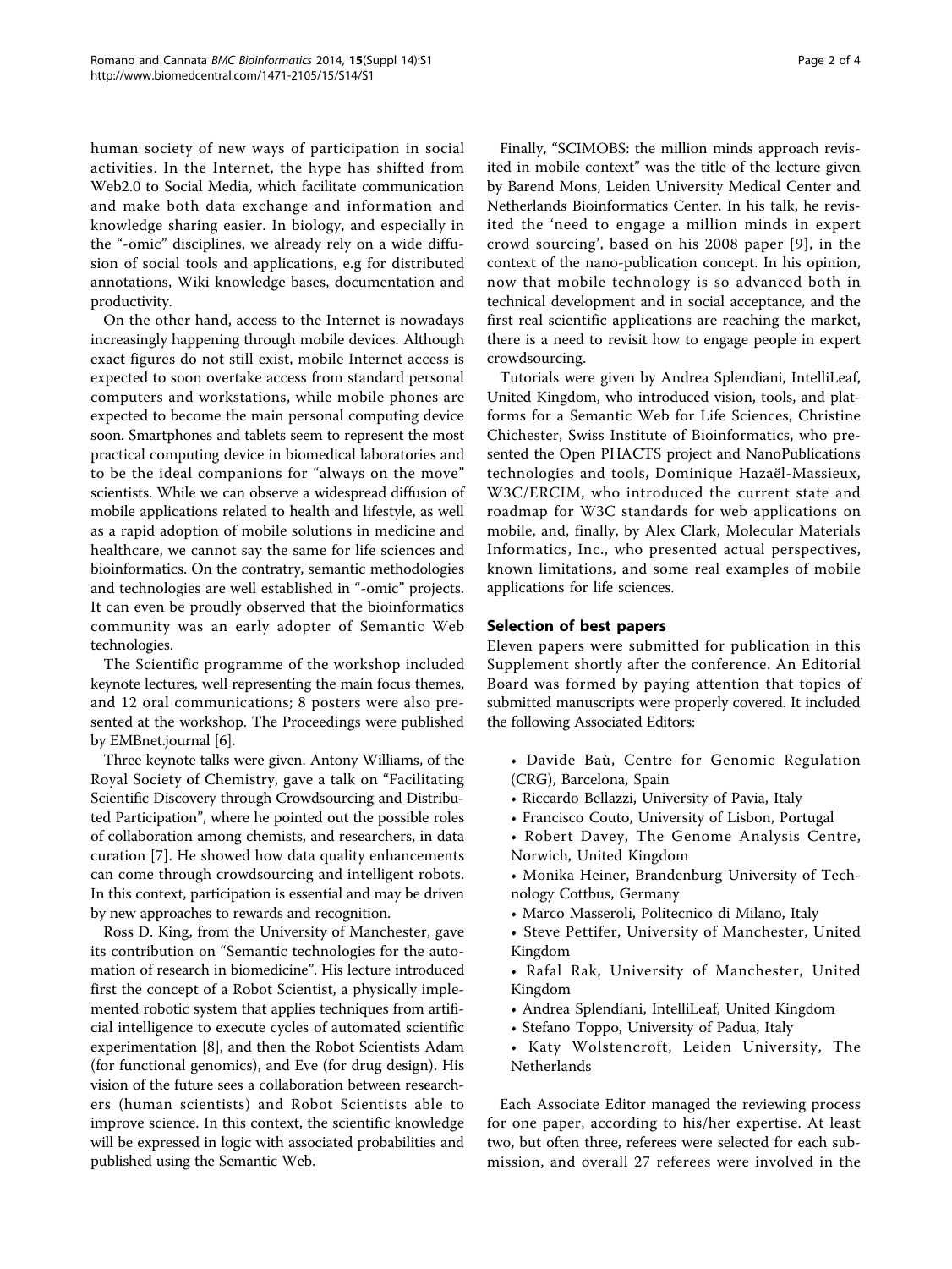human society of new ways of participation in social activities. In the Internet, the hype has shifted from Web2.0 to Social Media, which facilitate communication and make both data exchange and information and knowledge sharing easier. In biology, and especially in the "-omic" disciplines, we already rely on a wide diffusion of social tools and applications, e.g for distributed annotations, Wiki knowledge bases, documentation and productivity.

On the other hand, access to the Internet is nowadays increasingly happening through mobile devices. Although exact figures do not still exist, mobile Internet access is expected to soon overtake access from standard personal computers and workstations, while mobile phones are expected to become the main personal computing device soon. Smartphones and tablets seem to represent the most practical computing device in biomedical laboratories and to be the ideal companions for "always on the move" scientists. While we can observe a widespread diffusion of mobile applications related to health and lifestyle, as well as a rapid adoption of mobile solutions in medicine and healthcare, we cannot say the same for life sciences and bioinformatics. On the contratry, semantic methodologies and technologies are well established in "-omic" projects. It can even be proudly observed that the bioinformatics community was an early adopter of Semantic Web technologies.

The Scientific programme of the workshop included keynote lectures, well representing the main focus themes, and 12 oral communications; 8 posters were also presented at the workshop. The Proceedings were published by EMBnet.journal [6].

Three keynote talks were given. Antony Williams, of the Royal Society of Chemistry, gave a talk on "Facilitating Scientific Discovery through Crowdsourcing and Distributed Participation", where he pointed out the possible roles of collaboration among chemists, and researchers, in data curation [7]. He showed how data quality enhancements can come through crowdsourcing and intelligent robots. In this context, participation is essential and may be driven by new approaches to rewards and recognition.

Ross D. King, from the University of Manchester, gave its contribution on "Semantic technologies for the automation of research in biomedicine". His lecture introduced first the concept of a Robot Scientist, a physically implemented robotic system that applies techniques from artificial intelligence to execute cycles of automated scientific experimentation [8], and then the Robot Scientists Adam (for functional genomics), and Eve (for drug design). His vision of the future sees a collaboration between researchers (human scientists) and Robot Scientists able to improve science. In this context, the scientific knowledge will be expressed in logic with associated probabilities and published using the Semantic Web.

Finally, "SCIMOBS: the million minds approach revisited in mobile context" was the title of the lecture given by Barend Mons, Leiden University Medical Center and Netherlands Bioinformatics Center. In his talk, he revisited the 'need to engage a million minds in expert crowd sourcing', based on his 2008 paper [9], in the context of the nano-publication concept. In his opinion, now that mobile technology is so advanced both in technical development and in social acceptance, and the first real scientific applications are reaching the market, there is a need to revisit how to engage people in expert crowdsourcing.

Tutorials were given by Andrea Splendiani, IntelliLeaf, United Kingdom, who introduced vision, tools, and platforms for a Semantic Web for Life Sciences, Christine Chichester, Swiss Institute of Bioinformatics, who presented the Open PHACTS project and NanoPublications technologies and tools, Dominique Hazaël-Massieux, W3C/ERCIM, who introduced the current state and roadmap for W3C standards for web applications on mobile, and, finally, by Alex Clark, Molecular Materials Informatics, Inc., who presented actual perspectives, known limitations, and some real examples of mobile applications for life sciences.

## Selection of best papers

Eleven papers were submitted for publication in this Supplement shortly after the conference. An Editorial Board was formed by paying attention that topics of submitted manuscripts were properly covered. It included the following Associated Editors:

- Davide Baù, Centre for Genomic Regulation (CRG), Barcelona, Spain
- Riccardo Bellazzi, University of Pavia, Italy
- Francisco Couto, University of Lisbon, Portugal
- Robert Davey, The Genome Analysis Centre, Norwich, United Kingdom
- Monika Heiner, Brandenburg University of Technology Cottbus, Germany
- Marco Masseroli, Politecnico di Milano, Italy
- Steve Pettifer, University of Manchester, United Kingdom
- Rafal Rak, University of Manchester, United Kingdom
- Andrea Splendiani, IntelliLeaf, United Kingdom
- Stefano Toppo, University of Padua, Italy
- Katy Wolstencroft, Leiden University, The Netherlands

Each Associate Editor managed the reviewing process for one paper, according to his/her expertise. At least two, but often three, referees were selected for each submission, and overall 27 referees were involved in the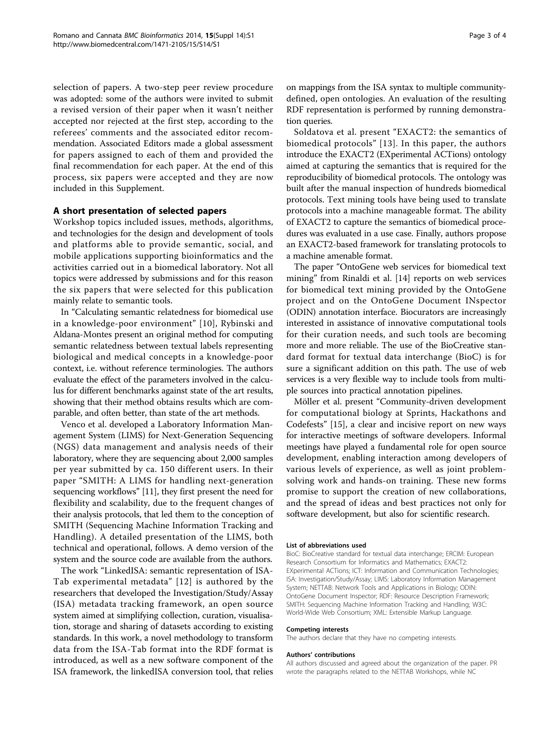selection of papers. A two-step peer review procedure was adopted: some of the authors were invited to submit a revised version of their paper when it wasn't neither accepted nor rejected at the first step, according to the referees' comments and the associated editor recommendation. Associated Editors made a global assessment for papers assigned to each of them and provided the final recommendation for each paper. At the end of this process, six papers were accepted and they are now included in this Supplement.

## A short presentation of selected papers

Workshop topics included issues, methods, algorithms, and technologies for the design and development of tools and platforms able to provide semantic, social, and mobile applications supporting bioinformatics and the activities carried out in a biomedical laboratory. Not all topics were addressed by submissions and for this reason the six papers that were selected for this publication mainly relate to semantic tools.

In "Calculating semantic relatedness for biomedical use in a knowledge-poor environment" [10], Rybinski and Aldana-Montes present an original method for computing semantic relatedness between textual labels representing biological and medical concepts in a knowledge-poor context, i.e. without reference terminologies. The authors evaluate the effect of the parameters involved in the calculus for different benchmarks against state of the art results, showing that their method obtains results which are comparable, and often better, than state of the art methods.

Venco et al. developed a Laboratory Information Management System (LIMS) for Next-Generation Sequencing (NGS) data management and analysis needs of their laboratory, where they are sequencing about 2,000 samples per year submitted by ca. 150 different users. In their paper "SMITH: A LIMS for handling next-generation sequencing workflows" [11], they first present the need for flexibility and scalability, due to the frequent changes of their analysis protocols, that led them to the conception of SMITH (Sequencing Machine Information Tracking and Handling). A detailed presentation of the LIMS, both technical and operational, follows. A demo version of the system and the source code are available from the authors.

The work "LinkedISA: semantic representation of ISA-Tab experimental metadata" [12] is authored by the researchers that developed the Investigation/Study/Assay (ISA) metadata tracking framework, an open source system aimed at simplifying collection, curation, visualisation, storage and sharing of datasets according to existing standards. In this work, a novel methodology to transform data from the ISA-Tab format into the RDF format is introduced, as well as a new software component of the ISA framework, the linkedISA conversion tool, that relies on mappings from the ISA syntax to multiple community-defined, open ontologies. An evaluation of the resulting RDF representation is performed by running demonstration queries.

Soldatova et al. present "EXACT2: the semantics of biomedical protocols" [13]. In this paper, the authors introduce the EXACT2 (EXperimental ACTions) ontology aimed at capturing the semantics that is required for the reproducibility of biomedical protocols. The ontology was built after the manual inspection of hundreds biomedical protocols. Text mining tools have being used to translate protocols into a machine manageable format. The ability of EXACT2 to capture the semantics of biomedical procedures was evaluated in a use case. Finally, authors propose an EXACT2-based framework for translating protocols to a machine amenable format.

The paper "OntoGene web services for biomedical text mining" from Rinaldi et al. [14] reports on web services for biomedical text mining provided by the OntoGene project and on the OntoGene Document INspector (ODIN) annotation interface. Biocurators are increasingly interested in assistance of innovative computational tools for their curation needs, and such tools are becoming more and more reliable. The use of the BioCreative standard format for textual data interchange (BioC) is for sure a significant addition on this path. The use of web services is a very flexible way to include tools from multiple sources into practical annotation pipelines.

Möller et al. present "Community-driven development for computational biology at Sprints, Hackathons and Codefests" [15], a clear and incisive report on new ways for interactive meetings of software developers. Informal meetings have played a fundamental role for open source development, enabling interaction among developers of various levels of experience, as well as joint problem-solving work and hands-on training. These new forms promise to support the creation of new collaborations, and the spread of ideas and best practices not only for software development, but also for scientific research.

#### List of abbreviations used

BioC: BioCreative standard for textual data interchange; ERCIM: European Research Consortium for Informatics and Mathematics; EXACT2: EXperimental ACTions; ICT: Information and Communication Technologies; ISA: Investigation/Study/Assay; LIMS: Laboratory Information Management System; NETTAB: Network Tools and Applications in Biology; ODIN: OntoGene Document Inspector; RDF: Resource Description Framework; SMITH: Sequencing Machine Information Tracking and Handling; W3C: World-Wide Web Consortium; XML: Extensible Markup Language.

#### Competing interests

The authors declare that they have no competing interests.

#### Authors' contributions

All authors discussed and agreed about the organization of the paper. PR wrote the paragraphs related to the NETTAB Workshops, while NC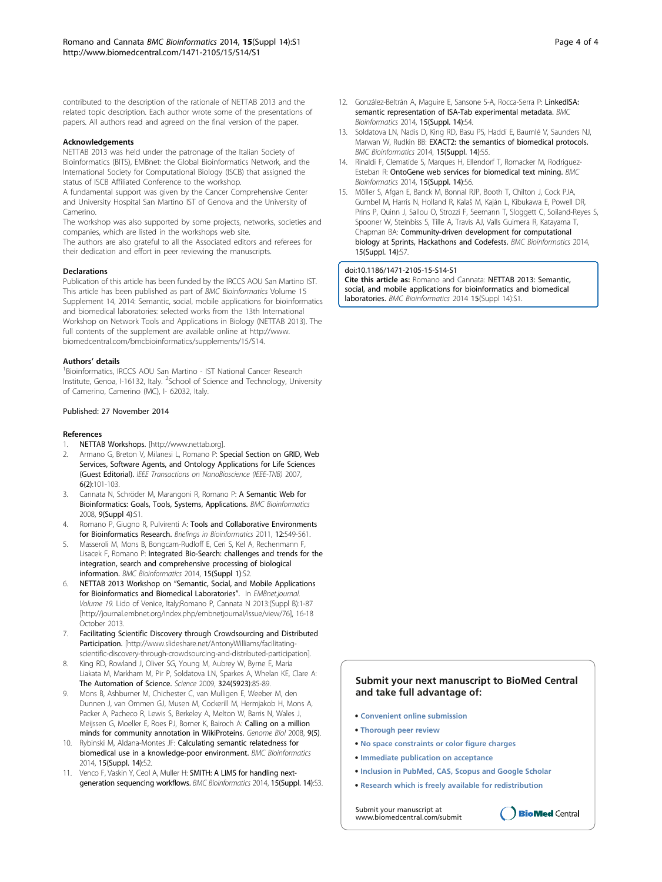contributed to the description of the rationale of NETTAB 2013 and the related topic description. Each author wrote some of the presentations of papers. All authors read and agreed on the final version of the paper.

### Acknowledgements

NETTAB 2013 was held under the patronage of the Italian Society of Bioinformatics (BITS), EMBnet: the Global Bioinformatics Network, and the International Society for Computational Biology (ISCB) that assigned the status of ISCB Affiliated Conference to the workshop.

A fundamental support was given by the Cancer Comprehensive Center and University Hospital San Martino IST of Genova and the University of Camerino.

The workshop was also supported by some projects, networks, societies and companies, which are listed in the workshops web site.

The authors are also grateful to all the Associated editors and referees for their dedication and effort in peer reviewing the manuscripts.

### Declarations

Publication of this article has been funded by the IRCCS AOU San Martino IST. This article has been published as part of *BMC Bioinformatics* Volume 15 Supplement 14, 2014: Semantic, social, mobile applications for bioinformatics and biomedical laboratories: selected works from the 13th International Workshop on Network Tools and Applications in Biology (NETTAB 2013). The full contents of the supplement are available online at http://www.biomedcentral.com/bmcbioinformatics/supplements/15/S14.

### Authors' details

[1]Bioinformatics, IRCCS AOU San Martino - IST National Cancer Research Institute, Genoa, I-16132, Italy. [2]School of Science and Technology, University of Camerino, Camerino (MC), I- 62032, Italy.

Published: 27 November 2014

### References

1. NETTAB Workshops. [http://www.nettab.org].
2. Armano G, Breton V, Milanesi L, Romano P: **Special Section on GRID, Web Services, Software Agents, and Ontology Applications for Life Sciences (Guest Editorial).** *IEEE Transactions on NanoBioscience (IEEE-TNB)* 2007, **6(2)**:101-103.
3. Cannata N, Schröder M, Marangoni R, Romano P: **A Semantic Web for Bioinformatics: Goals, Tools, Systems, Applications.** *BMC Bioinformatics* 2008, **9(Suppl 4)**:S1.
4. Romano P, Giugno R, Pulvirenti A: **Tools and Collaborative Environments for Bioinformatics Research.** *Briefings in Bioinformatics* 2011, **12**:549-561.
5. Masseroli M, Mons B, Bongcam-Rudloff E, Ceri S, Kel A, Rechenmann F, Lisacek F, Romano P: **Integrated Bio-Search: challenges and trends for the integration, search and comprehensive processing of biological information.** *BMC Bioinformatics* 2014, **15(Suppl 1)**:S2.
6. **NETTAB 2013 Workshop on "Semantic, Social, and Mobile Applications for Bioinformatics and Biomedical Laboratories".** In *EMBnet.journal. Volume 19.* Lido of Venice, Italy;Romano P, Cannata N 2013:(Suppl B):1-87 [http://journal.embnet.org/index.php/embnetjournal/issue/view/76], 16-18 October 2013.
7. **Facilitating Scientific Discovery through Crowdsourcing and Distributed Participation.** [http://www.slideshare.net/AntonyWilliams/facilitating-scientific-discovery-through-crowdsourcing-and-distributed-participation].
8. King RD, Rowland J, Oliver SG, Young M, Aubrey W, Byrne E, Maria Liakata M, Markham M, Pir P, Soldatova LN, Sparkes A, Whelan KE, Clare A: **The Automation of Science.** *Science* 2009, **324(5923)**:85-89.
9. Mons B, Ashburner M, Chichester C, van Mulligen E, Weeber M, den Dunnen J, van Ommen GJ, Musen M, Cockerill M, Hermjakob H, Mons A, Packer A, Pacheco R, Lewis S, Berkeley A, Melton W, Barris N, Wales J, Meijssen G, Moeller E, Roes PJ, Borner K, Bairoch A: **Calling on a million minds for community annotation in WikiProteins.** *Genome Biol* 2008, **9(5)**.
10. Rybinski M, Aldana-Montes JF: **Calculating semantic relatedness for biomedical use in a knowledge-poor environment.** *BMC Bioinformatics* 2014, **15(Suppl. 14)**:S2.
11. Venco F, Vaskin Y, Ceol A, Muller H: **SMITH: A LIMS for handling next-generation sequencing workflows.** *BMC Bioinformatics* 2014, **15(Suppl. 14)**:S3.
12. González-Beltrán A, Maguire E, Sansone S-A, Rocca-Serra P: **LinkedISA: semantic representation of ISA-Tab experimental metadata.** *BMC Bioinformatics* 2014, **15(Suppl. 14)**:S4.
13. Soldatova LN, Nadis D, King RD, Basu PS, Haddi E, Baumlé V, Saunders NJ, Marwan W, Rudkin BB: **EXACT2: the semantics of biomedical protocols.** *BMC Bioinformatics* 2014, **15(Suppl. 14)**:S5.
14. Rinaldi F, Clematide S, Marques H, Ellendorf T, Romacker M, Rodriguez-Esteban R: **OntoGene web services for biomedical text mining.** *BMC Bioinformatics* 2014, **15(Suppl. 14)**:S6.
15. Möller S, Afgan E, Banck M, Bonnal RJP, Booth T, Chilton J, Cock PJA, Gumbel M, Harris N, Holland R, Kalaš M, Kaján L, Kibukawa E, Powell DR, Prins P, Quinn J, Sallou O, Strozzi F, Seemann T, Sloggett C, Soiland-Reyes S, Spooner W, Steinbiss S, Tille A, Travis AJ, Valls Guimera R, Katayama T, Chapman BA: **Community-driven development for computational biology at Sprints, Hackathons and Codefests.** *BMC Bioinformatics* 2014, **15(Suppl. 14)**:S7.

doi:10.1186/1471-2105-15-S14-S1

**Cite this article as:** Romano and Cannata: NETTAB 2013: Semantic, social, and mobile applications for bioinformatics and biomedical laboratories. *BMC Bioinformatics* 2014 **15**(Suppl 14):S1.

**Submit your next manuscript to BioMed Central and take full advantage of:**

- Convenient online submission
- Thorough peer review
- No space constraints or color figure charges
- Immediate publication on acceptance
- Inclusion in PubMed, CAS, Scopus and Google Scholar
- Research which is freely available for redistribution

Submit your manuscript at www.biomedcentral.com/submit

BioMed Central